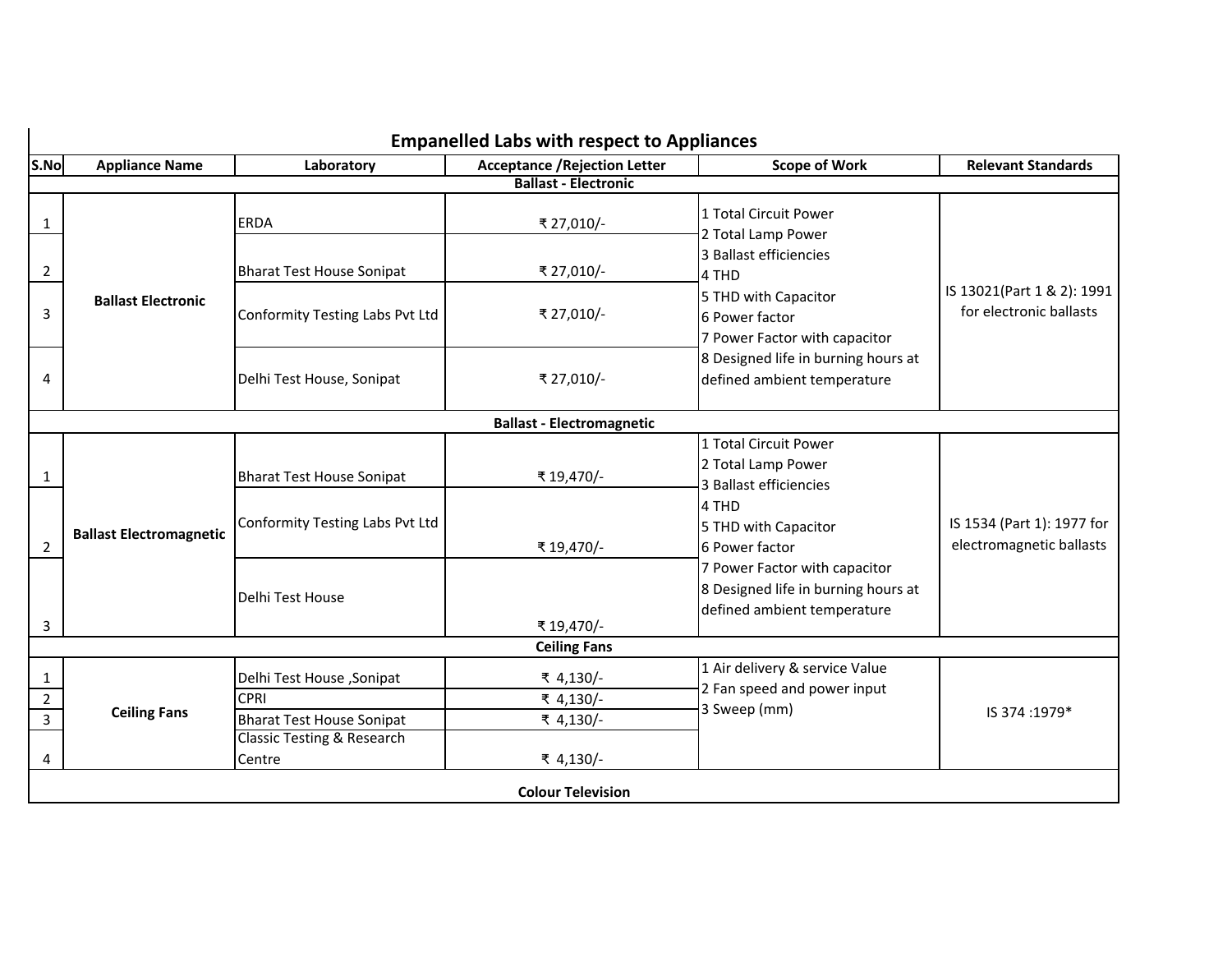# Empanelled Labs with respect to Appliances

| S.No | Appliance Name | Laboratory | Acceptance /Rejection Letter | Scope of Work | Relevant Standards |
|---|---|---|---|---|---|
| **Ballast - Electronic** | | | | | |
| 1 | **Ballast Electronic** | ERDA | ₹ 27,010/- | 1 Total Circuit Power<br>2 Total Lamp Power<br>3 Ballast efficiencies<br>4 THD<br>5 THD with Capacitor<br>6 Power factor<br>7 Power Factor with capacitor<br>8 Designed life in burning hours at defined ambient temperature | IS 13021(Part 1 & 2): 1991 for electronic ballasts |
| 2 | | Bharat Test House Sonipat | ₹ 27,010/- | | |
| 3 | | Conformity Testing Labs Pvt Ltd | ₹ 27,010/- | | |
| 4 | | Delhi Test House, Sonipat | ₹ 27,010/- | | |
| **Ballast - Electromagnetic** | | | | | |
| 1 | **Ballast Electromagnetic** | Bharat Test House Sonipat | ₹ 19,470/- | 1 Total Circuit Power<br>2 Total Lamp Power<br>3 Ballast efficiencies<br>4 THD<br>5 THD with Capacitor<br>6 Power factor<br>7 Power Factor with capacitor<br>8 Designed life in burning hours at defined ambient temperature | IS 1534 (Part 1): 1977 for electromagnetic ballasts |
| 2 | | Conformity Testing Labs Pvt Ltd | ₹ 19,470/- | | |
| 3 | | Delhi Test House | ₹ 19,470/- | | |
| **Ceiling Fans** | | | | | |
| 1 | **Ceiling Fans** | Delhi Test House ,Sonipat | ₹ 4,130/- | 1 Air delivery & service Value<br>2 Fan speed and power input<br>3 Sweep (mm) | IS 374 :1979* |
| 2 | | CPRI | ₹ 4,130/- | | |
| 3 | | Bharat Test House Sonipat | ₹ 4,130/- | | |
| 4 | | Classic Testing & Research Centre | ₹ 4,130/- | | |
| **Colour Television** | | | | | |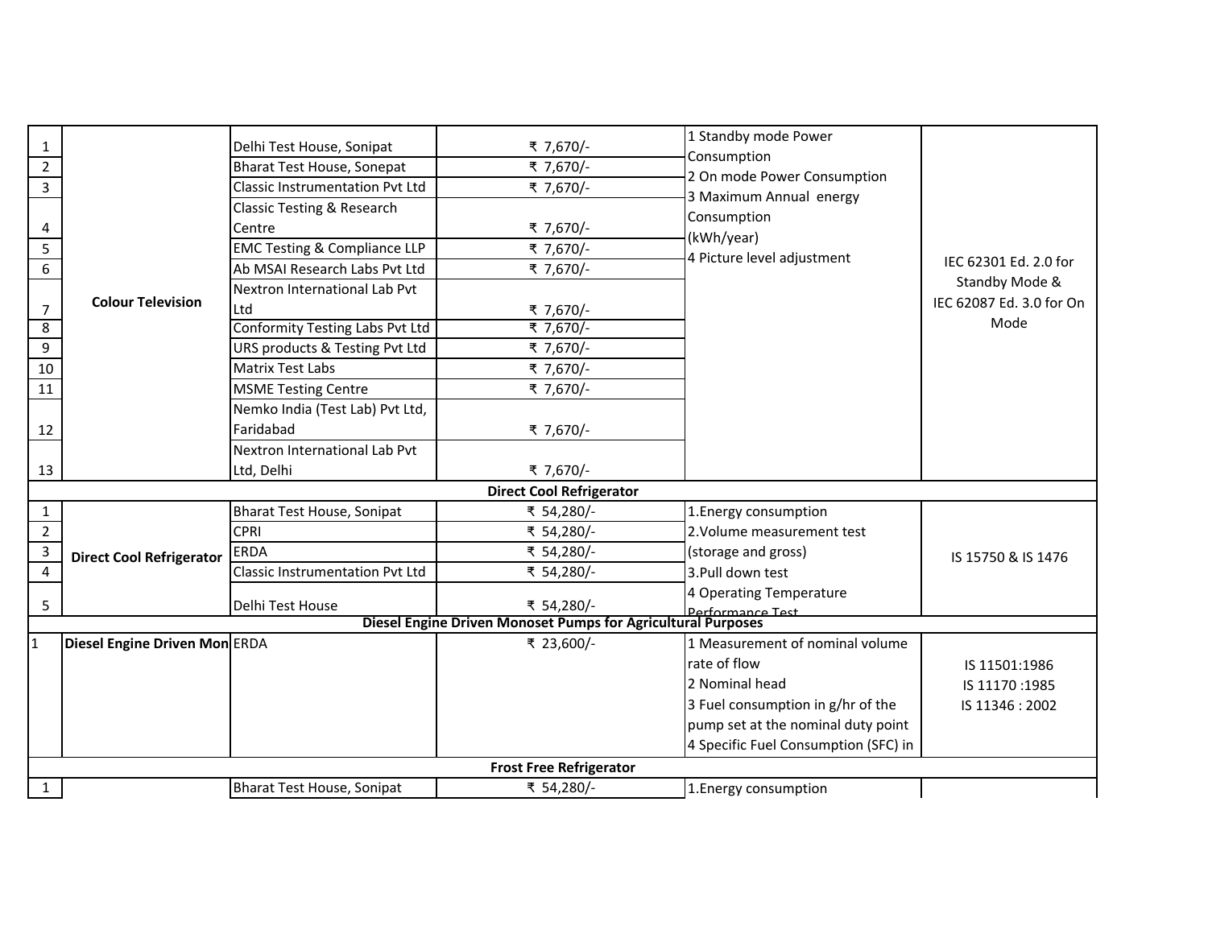| | | | | | |
|---|---|---|---|---|---|
| 1 | Colour Television | Delhi Test House, Sonipat | ₹ 7,670/- | 1 Standby mode Power Consumption<br>2 On mode Power Consumption<br>3 Maximum Annual energy Consumption (kWh/year)<br>4 Picture level adjustment | IEC 62301 Ed. 2.0 for Standby Mode & IEC 62087 Ed. 3.0 for On Mode |
| 2 | | Bharat Test House, Sonepat | ₹ 7,670/- | | |
| 3 | | Classic Instrumentation Pvt Ltd | ₹ 7,670/- | | |
| 4 | | Classic Testing & Research Centre | ₹ 7,670/- | | |
| 5 | | EMC Testing & Compliance LLP | ₹ 7,670/- | | |
| 6 | | Ab MSAI Research Labs Pvt Ltd | ₹ 7,670/- | | |
| 7 | | Nextron International Lab Pvt Ltd | ₹ 7,670/- | | |
| 8 | | Conformity Testing Labs Pvt Ltd | ₹ 7,670/- | | |
| 9 | | URS products & Testing Pvt Ltd | ₹ 7,670/- | | |
| 10 | | Matrix Test Labs | ₹ 7,670/- | | |
| 11 | | MSME Testing Centre | ₹ 7,670/- | | |
| 12 | | Nemko India (Test Lab) Pvt Ltd, Faridabad | ₹ 7,670/- | | |
| 13 | | Nextron International Lab Pvt Ltd, Delhi | ₹ 7,670/- | | |
| | | | **Direct Cool Refrigerator** | | |
| 1 | **Direct Cool Refrigerator** | Bharat Test House, Sonipat | ₹ 54,280/- | 1.Energy consumption<br>2.Volume measurement test (storage and gross)<br>3.Pull down test<br>4 Operating Temperature Performance Test | IS 15750 & IS 1476 |
| 2 | | CPRI | ₹ 54,280/- | | |
| 3 | | ERDA | ₹ 54,280/- | | |
| 4 | | Classic Instrumentation Pvt Ltd | ₹ 54,280/- | | |
| 5 | | Delhi Test House | ₹ 54,280/- | | |
| | | | **Diesel Engine Driven Monoset Pumps for Agricultural Purposes** | | |
| 1 | **Diesel Engine Driven Mon** | ERDA | ₹ 23,600/- | 1 Measurement of nominal volume rate of flow<br>2 Nominal head<br>3 Fuel consumption in g/hr of the pump set at the nominal duty point<br>4 Specific Fuel Consumption (SFC) in | IS 11501:1986<br>IS 11170 :1985<br>IS 11346 : 2002 |
| | | | **Frost Free Refrigerator** | | |
| 1 | | Bharat Test House, Sonipat | ₹ 54,280/- | 1.Energy consumption | |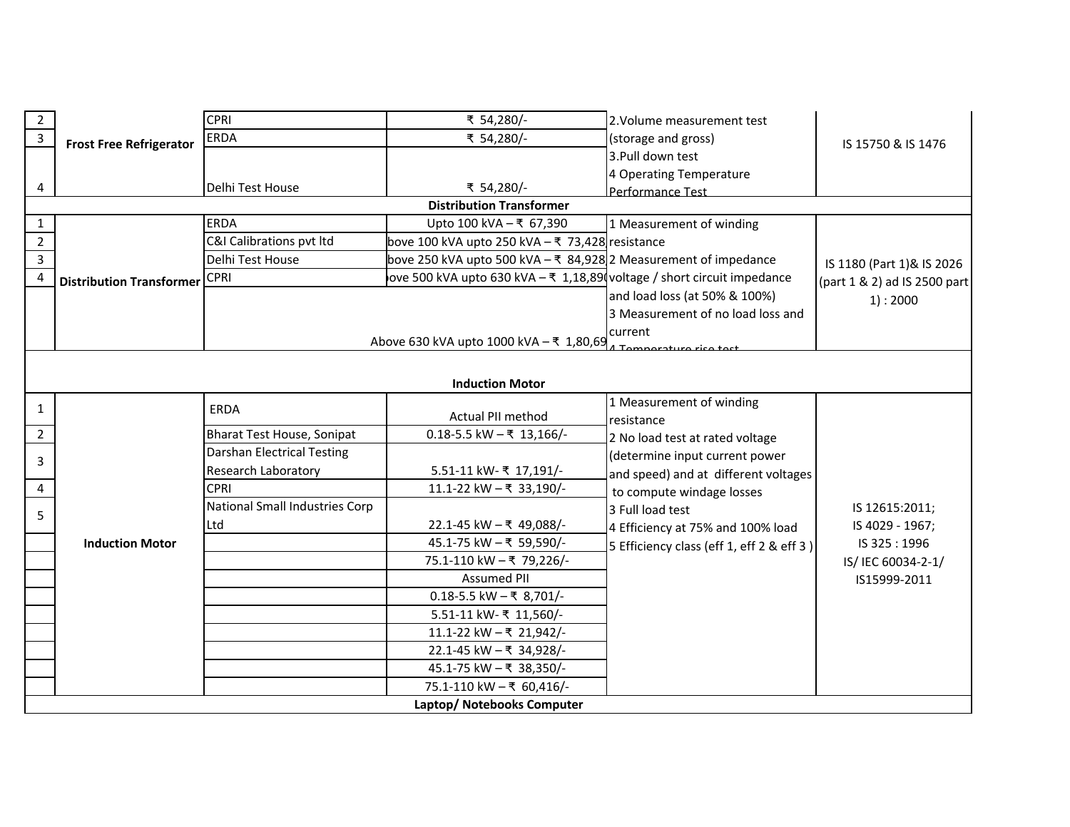| | | | | | |
|---|---|---|---|---|---|
| 2 | Frost Free Refrigerator | CPRI | ₹ 54,280/- | 2.Volume measurement test (storage and gross) 3.Pull down test 4 Operating Temperature Performance Test | IS 15750 & IS 1476 |
| 3 | | ERDA | ₹ 54,280/- | | |
| 4 | | Delhi Test House | ₹ 54,280/- | | |
| **Distribution Transformer** | | | | | |
| 1 | Distribution Transformer | ERDA | Upto 100 kVA – ₹ 67,390 | 1 Measurement of winding resistance 2 Measurement of impedance voltage / short circuit impedance and load loss (at 50% & 100%) 3 Measurement of no load loss and current 4 Temperature rise test | IS 1180 (Part 1)& IS 2026 (part 1 & 2) ad IS 2500 part 1) : 2000 |
| 2 | | C&I Calibrations pvt ltd | bove 100 kVA upto 250 kVA – ₹ 73,428 | | |
| 3 | | Delhi Test House | bove 250 kVA upto 500 kVA – ₹ 84,928 | | |
| 4 | | CPRI | ove 500 kVA upto 630 kVA – ₹ 1,18,89 | | |
| | | | Above 630 kVA upto 1000 kVA – ₹ 1,80,69 | | |
| **Induction Motor** | | | | | |
| 1 | Induction Motor | ERDA | Actual PII method | 1 Measurement of winding resistance 2 No load test at rated voltage (determine input current power and speed) and at different voltages to compute windage losses 3 Full load test 4 Efficiency at 75% and 100% load 5 Efficiency class (eff 1, eff 2 & eff 3 ) | IS 12615:2011; IS 4029 - 1967; IS 325 : 1996 IS/ IEC 60034-2-1/ IS15999-2011 |
| 2 | | Bharat Test House, Sonipat | 0.18-5.5 kW – ₹ 13,166/- | | |
| 3 | | Darshan Electrical Testing Research Laboratory | 5.51-11 kW- ₹ 17,191/- | | |
| 4 | | CPRI | 11.1-22 kW – ₹ 33,190/- | | |
| 5 | | National Small Industries Corp Ltd | 22.1-45 kW – ₹ 49,088/- | | |
| | | | 45.1-75 kW – ₹ 59,590/- | | |
| | | | 75.1-110 kW – ₹ 79,226/- | | |
| | | | Assumed PII | | |
| | | | 0.18-5.5 kW – ₹ 8,701/- | | |
| | | | 5.51-11 kW- ₹ 11,560/- | | |
| | | | 11.1-22 kW – ₹ 21,942/- | | |
| | | | 22.1-45 kW – ₹ 34,928/- | | |
| | | | 45.1-75 kW – ₹ 38,350/- | | |
| | | | 75.1-110 kW – ₹ 60,416/- | | |
| **Laptop/ Notebooks Computer** | | | | | |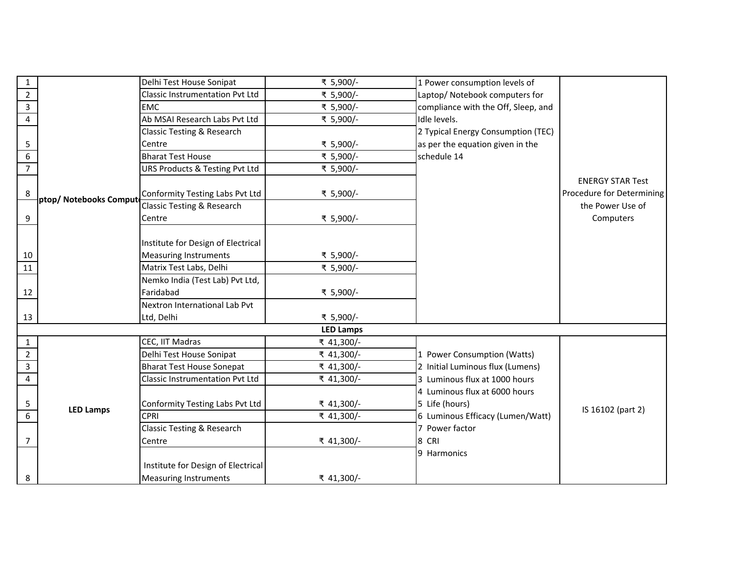| | | | | | |
|---|---|---|---|---|---|
| 1 | ptop/ Notebooks Comput | Delhi Test House Sonipat | ₹ 5,900/- | 1 Power consumption levels of Laptop/ Notebook computers for compliance with the Off, Sleep, and Idle levels.<br>2 Typical Energy Consumption (TEC) as per the equation given in the schedule 14 | ENERGY STAR Test Procedure for Determining the Power Use of Computers |
| 2 | | Classic Instrumentation Pvt Ltd | ₹ 5,900/- | | |
| 3 | | EMC | ₹ 5,900/- | | |
| 4 | | Ab MSAI Research Labs Pvt Ltd | ₹ 5,900/- | | |
| 5 | | Classic Testing & Research Centre | ₹ 5,900/- | | |
| 6 | | Bharat Test House | ₹ 5,900/- | | |
| 7 | | URS Products & Testing Pvt Ltd | ₹ 5,900/- | | |
| 8 | | Conformity Testing Labs Pvt Ltd | ₹ 5,900/- | | |
| 9 | | Classic Testing & Research Centre | ₹ 5,900/- | | |
| 10 | | Institute for Design of Electrical Measuring Instruments | ₹ 5,900/- | | |
| 11 | | Matrix Test Labs, Delhi | ₹ 5,900/- | | |
| 12 | | Nemko India (Test Lab) Pvt Ltd, Faridabad | ₹ 5,900/- | | |
| 13 | | Nextron International Lab Pvt Ltd, Delhi | ₹ 5,900/- | | |
| | | | **LED Lamps** | | |
| 1 | **LED Lamps** | CEC, IIT Madras | ₹ 41,300/- | 1 Power Consumption (Watts)<br>2 Initial Luminous flux (Lumens)<br>3 Luminous flux at 1000 hours<br>4 Luminous flux at 6000 hours<br>5 Life (hours)<br>6 Luminous Efficacy (Lumen/Watt)<br>7 Power factor<br>8 CRI<br>9 Harmonics | IS 16102 (part 2) |
| 2 | | Delhi Test House Sonipat | ₹ 41,300/- | | |
| 3 | | Bharat Test House Sonepat | ₹ 41,300/- | | |
| 4 | | Classic Instrumentation Pvt Ltd | ₹ 41,300/- | | |
| 5 | | Conformity Testing Labs Pvt Ltd | ₹ 41,300/- | | |
| 6 | | CPRI | ₹ 41,300/- | | |
| 7 | | Classic Testing & Research Centre | ₹ 41,300/- | | |
| 8 | | Institute for Design of Electrical Measuring Instruments | ₹ 41,300/- | | |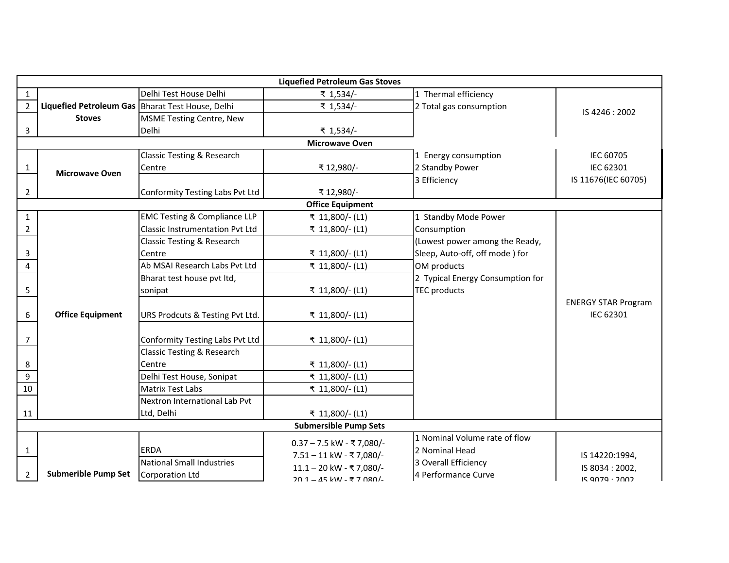| | | | | | |
|---|---|---|---|---|---|
| **Liquefied Petroleum Gas Stoves** | | | | | |
| 1 | **Liquefied Petroleum Gas Stoves** | Delhi Test House Delhi | ₹ 1,534/- | 1 Thermal efficiency<br>2 Total gas consumption | IS 4246 : 2002 |
| 2 | | Bharat Test House, Delhi | ₹ 1,534/- | | |
| 3 | | MSME Testing Centre, New Delhi | ₹ 1,534/- | | |
| **Microwave Oven** | | | | | |
| 1 | **Microwave Oven** | Classic Testing & Research Centre | ₹ 12,980/- | 1 Energy consumption<br>2 Standby Power<br>3 Efficiency | IEC 60705<br>IEC 62301<br>IS 11676(IEC 60705) |
| 2 | | Conformity Testing Labs Pvt Ltd | ₹ 12,980/- | | |
| **Office Equipment** | | | | | |
| 1 | **Office Equipment** | EMC Testing & Compliance LLP | ₹ 11,800/- (L1) | 1 Standby Mode Power Consumption (Lowest power among the Ready, Sleep, Auto-off, off mode ) for OM products<br>2 Typical Energy Consumption for TEC products | ENERGY STAR Program<br>IEC 62301 |
| 2 | | Classic Instrumentation Pvt Ltd | ₹ 11,800/- (L1) | | |
| 3 | | Classic Testing & Research Centre | ₹ 11,800/- (L1) | | |
| 4 | | Ab MSAI Research Labs Pvt Ltd | ₹ 11,800/- (L1) | | |
| 5 | | Bharat test house pvt ltd, sonipat | ₹ 11,800/- (L1) | | |
| 6 | | URS Prodcuts & Testing Pvt Ltd. | ₹ 11,800/- (L1) | | |
| 7 | | Conformity Testing Labs Pvt Ltd | ₹ 11,800/- (L1) | | |
| 8 | | Classic Testing & Research Centre | ₹ 11,800/- (L1) | | |
| 9 | | Delhi Test House, Sonipat | ₹ 11,800/- (L1) | | |
| 10 | | Matrix Test Labs | ₹ 11,800/- (L1) | | |
| 11 | | Nextron International Lab Pvt Ltd, Delhi | ₹ 11,800/- (L1) | | |
| **Submersible Pump Sets** | | | | | |
| 1 | **Submerible Pump Set** | ERDA | 0.37 – 7.5 kW - ₹ 7,080/-<br>7.51 – 11 kW - ₹ 7,080/-<br>11.1 – 20 kW - ₹ 7,080/-<br>20.1 – 45 kW - ₹ 7,080/- | 1 Nominal Volume rate of flow<br>2 Nominal Head<br>3 Overall Efficiency<br>4 Performance Curve | IS 14220:1994,<br>IS 8034 : 2002,<br>IS 9079 : 2002 |
| 2 | | National Small Industries Corporation Ltd | | | |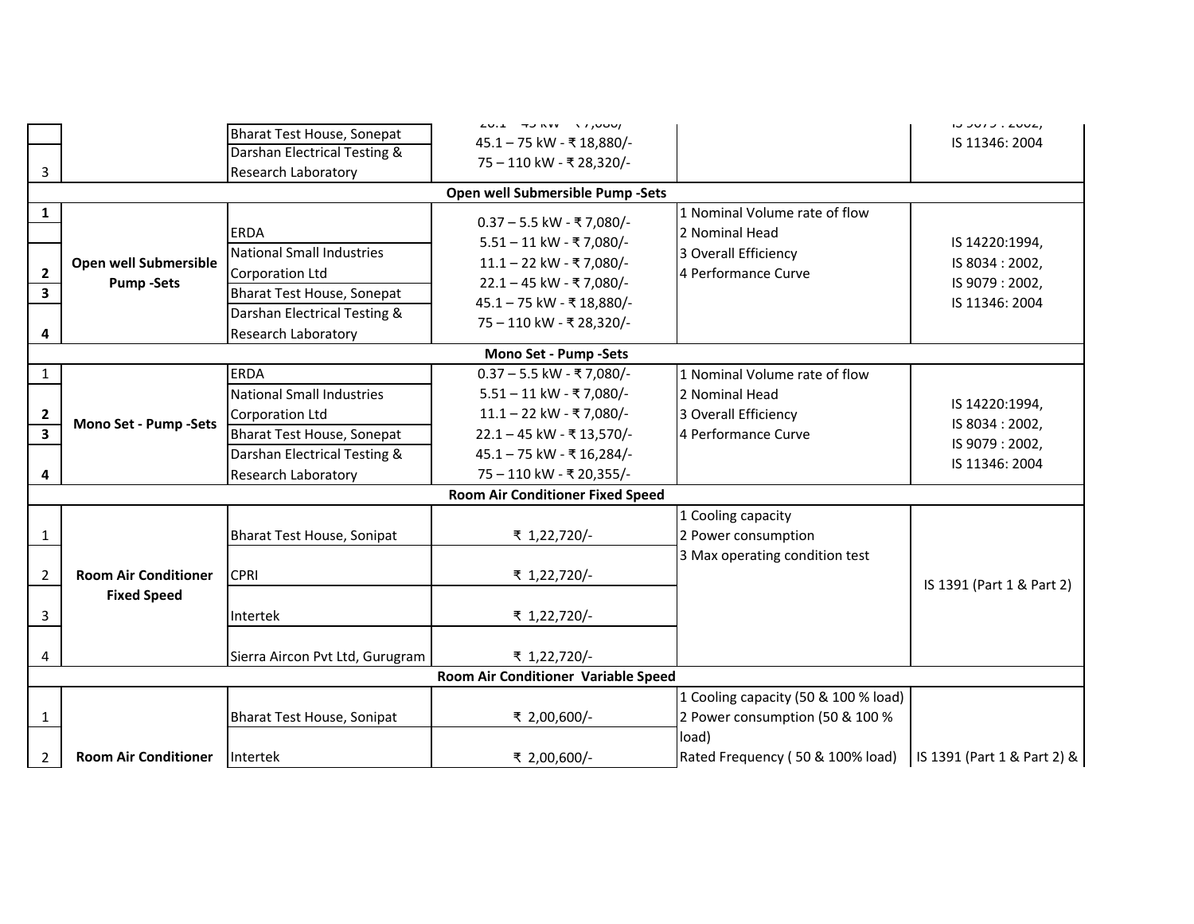| | | | | | |
|---|---|---|---|---|---|
| | | Bharat Test House, Sonepat | 22.1 – 45 kW - ₹ 7,080/- | | IS 9079 : 2002, |
| 3 | | Darshan Electrical Testing & Research Laboratory | 45.1 – 75 kW - ₹ 18,880/-<br>75 – 110 kW - ₹ 28,320/- | | IS 11346: 2004 |
| **Open well Submersible Pump -Sets** | | | | | |
| **1** | **Open well Submersible Pump -Sets** | ERDA | 0.37 – 5.5 kW - ₹ 7,080/-<br>5.51 – 11 kW - ₹ 7,080/-<br>11.1 – 22 kW - ₹ 7,080/-<br>22.1 – 45 kW - ₹ 7,080/-<br>45.1 – 75 kW - ₹ 18,880/-<br>75 – 110 kW - ₹ 28,320/- | 1 Nominal Volume rate of flow<br>2 Nominal Head<br>3 Overall Efficiency<br>4 Performance Curve | IS 14220:1994,<br>IS 8034 : 2002,<br>IS 9079 : 2002,<br>IS 11346: 2004 |
| **2** | | National Small Industries Corporation Ltd | | | |
| **3** | | Bharat Test House, Sonepat | | | |
| **4** | | Darshan Electrical Testing & Research Laboratory | | | |
| **Mono Set - Pump -Sets** | | | | | |
| 1 | **Mono Set - Pump -Sets** | ERDA | 0.37 – 5.5 kW - ₹ 7,080/-<br>5.51 – 11 kW - ₹ 7,080/-<br>11.1 – 22 kW - ₹ 7,080/-<br>22.1 – 45 kW - ₹ 13,570/-<br>45.1 – 75 kW - ₹ 16,284/-<br>75 – 110 kW - ₹ 20,355/- | 1 Nominal Volume rate of flow<br>2 Nominal Head<br>3 Overall Efficiency<br>4 Performance Curve | IS 14220:1994,<br>IS 8034 : 2002,<br>IS 9079 : 2002,<br>IS 11346: 2004 |
| **2** | | National Small Industries Corporation Ltd | | | |
| **3** | | Bharat Test House, Sonepat | | | |
| **4** | | Darshan Electrical Testing & Research Laboratory | | | |
| **Room Air Conditioner Fixed Speed** | | | | | |
| 1 | **Room Air Conditioner Fixed Speed** | Bharat Test House, Sonipat | ₹ 1,22,720/- | 1 Cooling capacity<br>2 Power consumption<br>3 Max operating condition test | IS 1391 (Part 1 & Part 2) |
| 2 | | CPRI | ₹ 1,22,720/- | | |
| 3 | | Intertek | ₹ 1,22,720/- | | |
| 4 | | Sierra Aircon Pvt Ltd, Gurugram | ₹ 1,22,720/- | | |
| **Room Air Conditioner Variable Speed** | | | | | |
| 1 | **Room Air Conditioner** | Bharat Test House, Sonipat | ₹ 2,00,600/- | 1 Cooling capacity (50 & 100 % load)<br>2 Power consumption (50 & 100 % load)<br>Rated Frequency ( 50 & 100% load) | IS 1391 (Part 1 & Part 2) & |
| 2 | | Intertek | ₹ 2,00,600/- | | |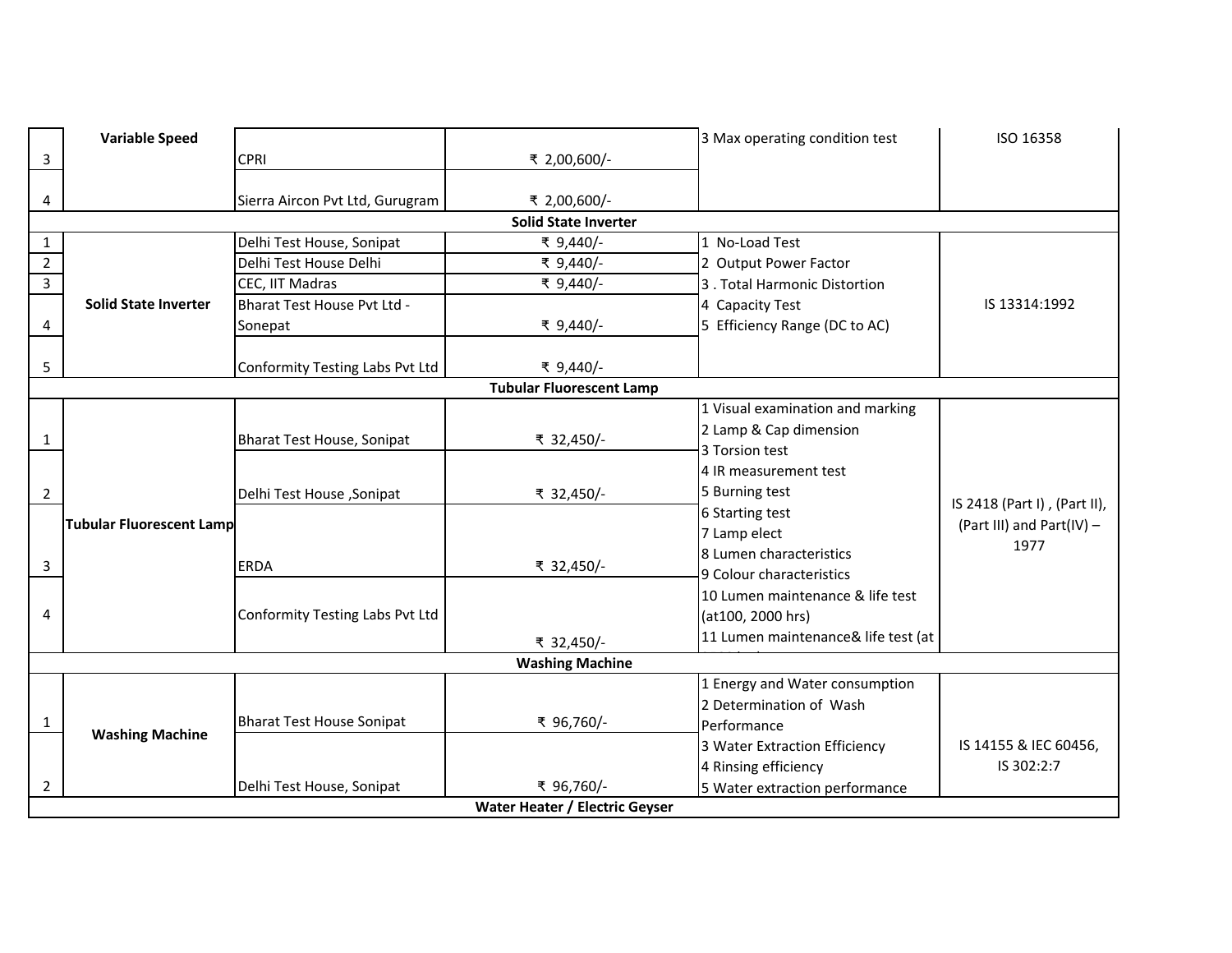| | | | | | |
|---|---|---|---|---|---|
| 3 | Variable Speed | CPRI | ₹ 2,00,600/- | 3 Max operating condition test | ISO 16358 |
| 4 | | Sierra Aircon Pvt Ltd, Gurugram | ₹ 2,00,600/- | | |
| **Solid State Inverter** | | | | | |
| 1 | **Solid State Inverter** | Delhi Test House, Sonipat | ₹ 9,440/- | 1 No-Load Test | IS 13314:1992 |
| 2 | | Delhi Test House Delhi | ₹ 9,440/- | 2 Output Power Factor | |
| 3 | | CEC, IIT Madras | ₹ 9,440/- | 3 . Total Harmonic Distortion | |
| 4 | | Bharat Test House Pvt Ltd - Sonepat | ₹ 9,440/- | 4 Capacity Test<br>5 Efficiency Range (DC to AC) | |
| 5 | | Conformity Testing Labs Pvt Ltd | ₹ 9,440/- | | |
| **Tubular Fluorescent Lamp** | | | | | |
| 1 | **Tubular Fluorescent Lamp** | Bharat Test House, Sonipat | ₹ 32,450/- | 1 Visual examination and marking<br>2 Lamp & Cap dimension<br>3 Torsion test | IS 2418 (Part I) , (Part II), (Part III) and Part(IV) – 1977 |
| 2 | | Delhi Test House ,Sonipat | ₹ 32,450/- | 4 IR measurement test<br>5 Burning test | |
| 3 | | ERDA | ₹ 32,450/- | 6 Starting test<br>7 Lamp elect<br>8 Lumen characteristics<br>9 Colour characteristics | |
| 4 | | Conformity Testing Labs Pvt Ltd | ₹ 32,450/- | 10 Lumen maintenance & life test (at100, 2000 hrs)<br>11 Lumen maintenance& life test (at | |
| **Washing Machine** | | | | | |
| 1 | **Washing Machine** | Bharat Test House Sonipat | ₹ 96,760/- | 1 Energy and Water consumption<br>2 Determination of Wash Performance | IS 14155 & IEC 60456, IS 302:2:7 |
| 2 | | Delhi Test House, Sonipat | ₹ 96,760/- | 3 Water Extraction Efficiency<br>4 Rinsing efficiency<br>5 Water extraction performance | |
| **Water Heater / Electric Geyser** | | | | | |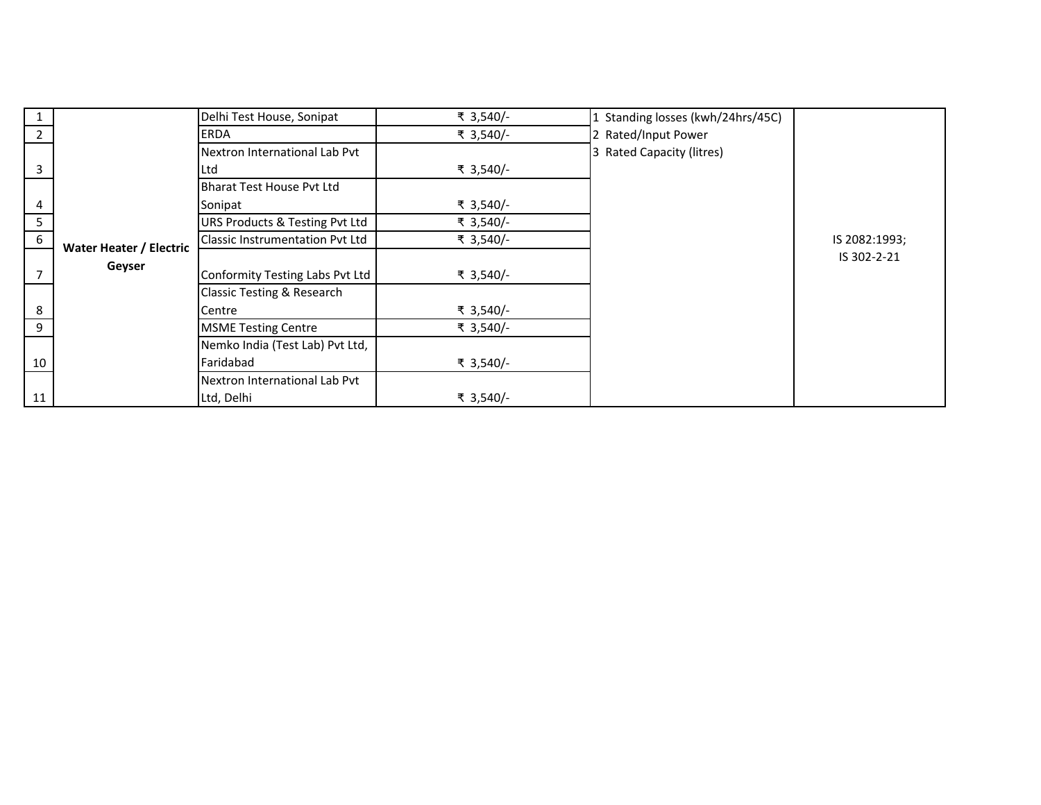| | | | | | |
|---|---|---|---|---|---|
| 1 | **Water Heater / Electric Geyser** | Delhi Test House, Sonipat | ₹ 3,540/- | 1 Standing losses (kwh/24hrs/45C)<br>2 Rated/Input Power<br>3 Rated Capacity (litres) | IS 2082:1993;<br>IS 302-2-21 |
| 2 | | ERDA | ₹ 3,540/- | | |
| 3 | | Nextron International Lab Pvt Ltd | ₹ 3,540/- | | |
| 4 | | Bharat Test House Pvt Ltd Sonipat | ₹ 3,540/- | | |
| 5 | | URS Products & Testing Pvt Ltd | ₹ 3,540/- | | |
| 6 | | Classic Instrumentation Pvt Ltd | ₹ 3,540/- | | |
| 7 | | Conformity Testing Labs Pvt Ltd | ₹ 3,540/- | | |
| 8 | | Classic Testing & Research Centre | ₹ 3,540/- | | |
| 9 | | MSME Testing Centre | ₹ 3,540/- | | |
| 10 | | Nemko India (Test Lab) Pvt Ltd, Faridabad | ₹ 3,540/- | | |
| 11 | | Nextron International Lab Pvt Ltd, Delhi | ₹ 3,540/- | | |